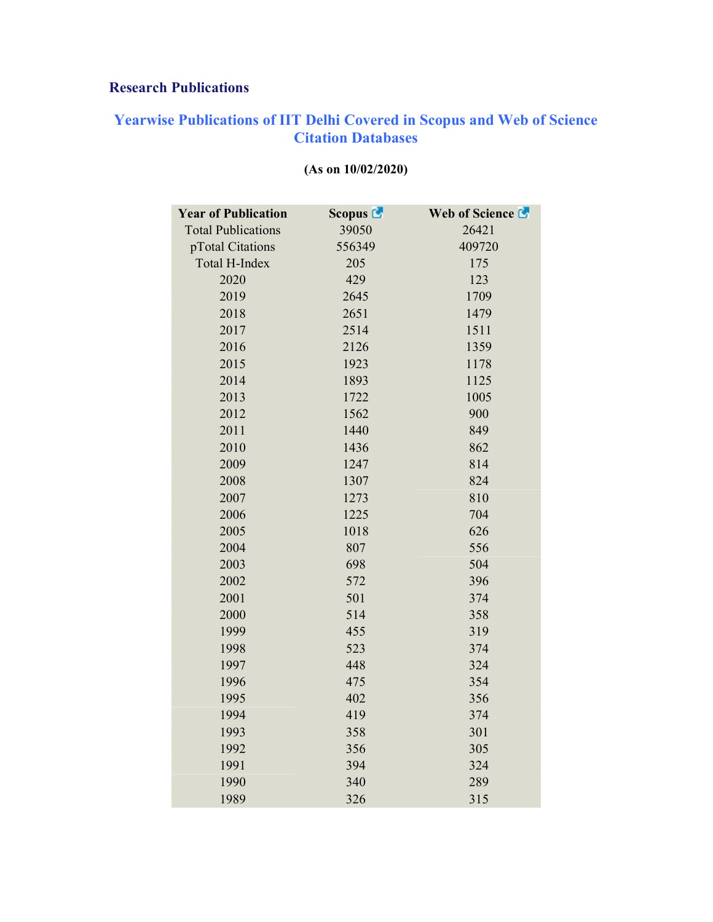## Research Publications

### Yearwise Publications of IIT Delhi Covered in Scopus and Web of Science Citation Databases

**(As on 10/02/2020)**

| Year of Publication | Scopus | Web of Science |
|---|---|---|
| Total Publications | 39050 | 26421 |
| pTotal Citations | 556349 | 409720 |
| Total H-Index | 205 | 175 |
| 2020 | 429 | 123 |
| 2019 | 2645 | 1709 |
| 2018 | 2651 | 1479 |
| 2017 | 2514 | 1511 |
| 2016 | 2126 | 1359 |
| 2015 | 1923 | 1178 |
| 2014 | 1893 | 1125 |
| 2013 | 1722 | 1005 |
| 2012 | 1562 | 900 |
| 2011 | 1440 | 849 |
| 2010 | 1436 | 862 |
| 2009 | 1247 | 814 |
| 2008 | 1307 | 824 |
| 2007 | 1273 | 810 |
| 2006 | 1225 | 704 |
| 2005 | 1018 | 626 |
| 2004 | 807 | 556 |
| 2003 | 698 | 504 |
| 2002 | 572 | 396 |
| 2001 | 501 | 374 |
| 2000 | 514 | 358 |
| 1999 | 455 | 319 |
| 1998 | 523 | 374 |
| 1997 | 448 | 324 |
| 1996 | 475 | 354 |
| 1995 | 402 | 356 |
| 1994 | 419 | 374 |
| 1993 | 358 | 301 |
| 1992 | 356 | 305 |
| 1991 | 394 | 324 |
| 1990 | 340 | 289 |
| 1989 | 326 | 315 |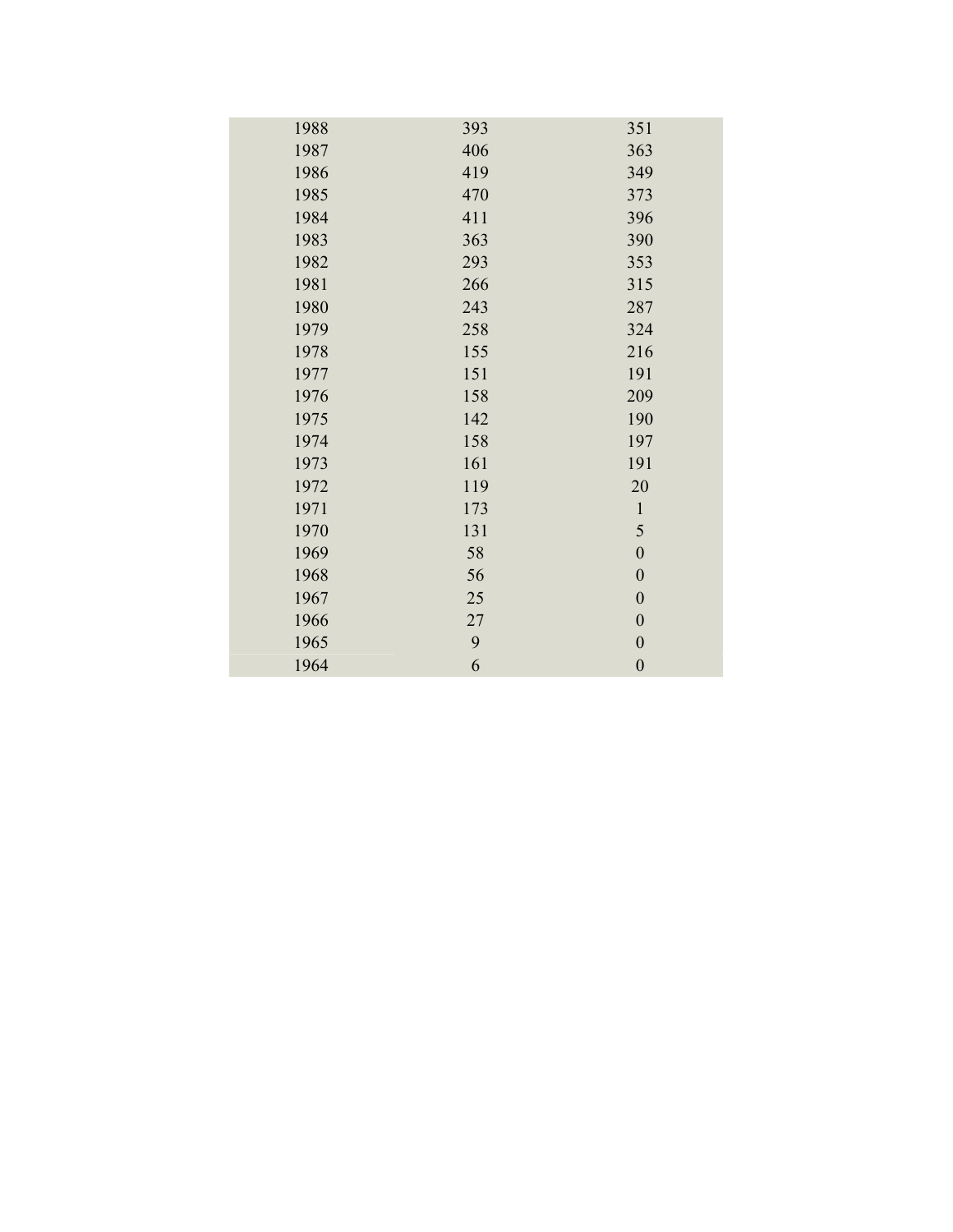| | | |
|---|---|---|
| 1988 | 393 | 351 |
| 1987 | 406 | 363 |
| 1986 | 419 | 349 |
| 1985 | 470 | 373 |
| 1984 | 411 | 396 |
| 1983 | 363 | 390 |
| 1982 | 293 | 353 |
| 1981 | 266 | 315 |
| 1980 | 243 | 287 |
| 1979 | 258 | 324 |
| 1978 | 155 | 216 |
| 1977 | 151 | 191 |
| 1976 | 158 | 209 |
| 1975 | 142 | 190 |
| 1974 | 158 | 197 |
| 1973 | 161 | 191 |
| 1972 | 119 | 20 |
| 1971 | 173 | 1 |
| 1970 | 131 | 5 |
| 1969 | 58 | 0 |
| 1968 | 56 | 0 |
| 1967 | 25 | 0 |
| 1966 | 27 | 0 |
| 1965 | 9 | 0 |
| 1964 | 6 | 0 |